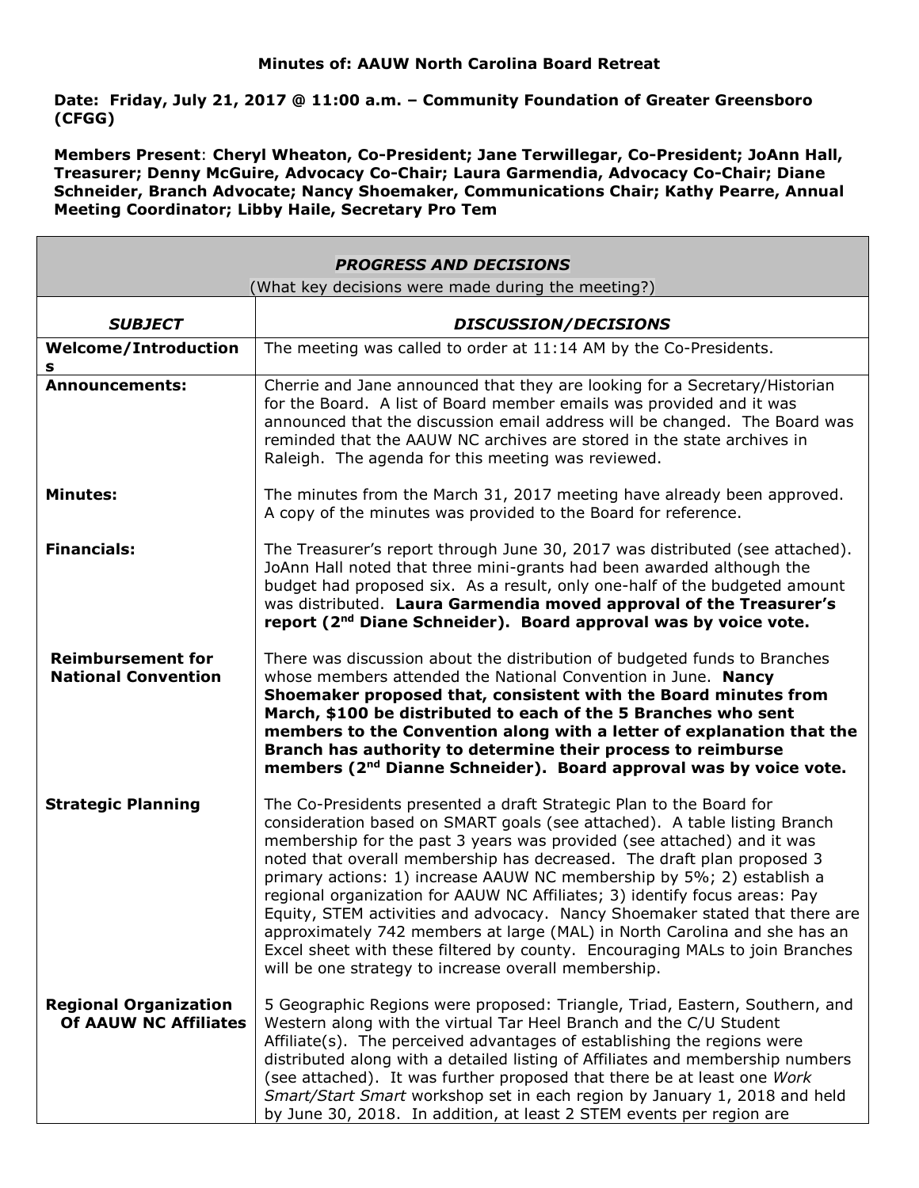**Minutes of: AAUW North Carolina Board Retreat**

**Date: Friday, July 21, 2017 @ 11:00 a.m. – Community Foundation of Greater Greensboro (CFGG)**

**Members Present**: **Cheryl Wheaton, Co-President; Jane Terwillegar, Co-President; JoAnn Hall, Treasurer; Denny McGuire, Advocacy Co-Chair; Laura Garmendia, Advocacy Co-Chair; Diane Schneider, Branch Advocate; Nancy Shoemaker, Communications Chair; Kathy Pearre, Annual Meeting Coordinator; Libby Haile, Secretary Pro Tem**

| ***PROGRESS AND DECISIONS*** (What key decisions were made during the meeting?) | |
|---|---|
| ***SUBJECT*** | ***DISCUSSION/DECISIONS*** |
| **Welcome/Introductions** | The meeting was called to order at 11:14 AM by the Co-Presidents. |
| **Announcements:** | Cherrie and Jane announced that they are looking for a Secretary/Historian for the Board. A list of Board member emails was provided and it was announced that the discussion email address will be changed. The Board was reminded that the AAUW NC archives are stored in the state archives in Raleigh. The agenda for this meeting was reviewed. |
| **Minutes:** | The minutes from the March 31, 2017 meeting have already been approved. A copy of the minutes was provided to the Board for reference. |
| **Financials:** | The Treasurer's report through June 30, 2017 was distributed (see attached). JoAnn Hall noted that three mini-grants had been awarded although the budget had proposed six. As a result, only one-half of the budgeted amount was distributed. **Laura Garmendia moved approval of the Treasurer's report (2nd Diane Schneider). Board approval was by voice vote.** |
| **Reimbursement for National Convention** | There was discussion about the distribution of budgeted funds to Branches whose members attended the National Convention in June. **Nancy Shoemaker proposed that, consistent with the Board minutes from March, $100 be distributed to each of the 5 Branches who sent members to the Convention along with a letter of explanation that the Branch has authority to determine their process to reimburse members (2nd Dianne Schneider). Board approval was by voice vote.** |
| **Strategic Planning** | The Co-Presidents presented a draft Strategic Plan to the Board for consideration based on SMART goals (see attached). A table listing Branch membership for the past 3 years was provided (see attached) and it was noted that overall membership has decreased. The draft plan proposed 3 primary actions: 1) increase AAUW NC membership by 5%; 2) establish a regional organization for AAUW NC Affiliates; 3) identify focus areas: Pay Equity, STEM activities and advocacy. Nancy Shoemaker stated that there are approximately 742 members at large (MAL) in North Carolina and she has an Excel sheet with these filtered by county. Encouraging MALs to join Branches will be one strategy to increase overall membership. |
| **Regional Organization Of AAUW NC Affiliates** | 5 Geographic Regions were proposed: Triangle, Triad, Eastern, Southern, and Western along with the virtual Tar Heel Branch and the C/U Student Affiliate(s). The perceived advantages of establishing the regions were distributed along with a detailed listing of Affiliates and membership numbers (see attached). It was further proposed that there be at least one *Work Smart/Start Smart* workshop set in each region by January 1, 2018 and held by June 30, 2018. In addition, at least 2 STEM events per region are |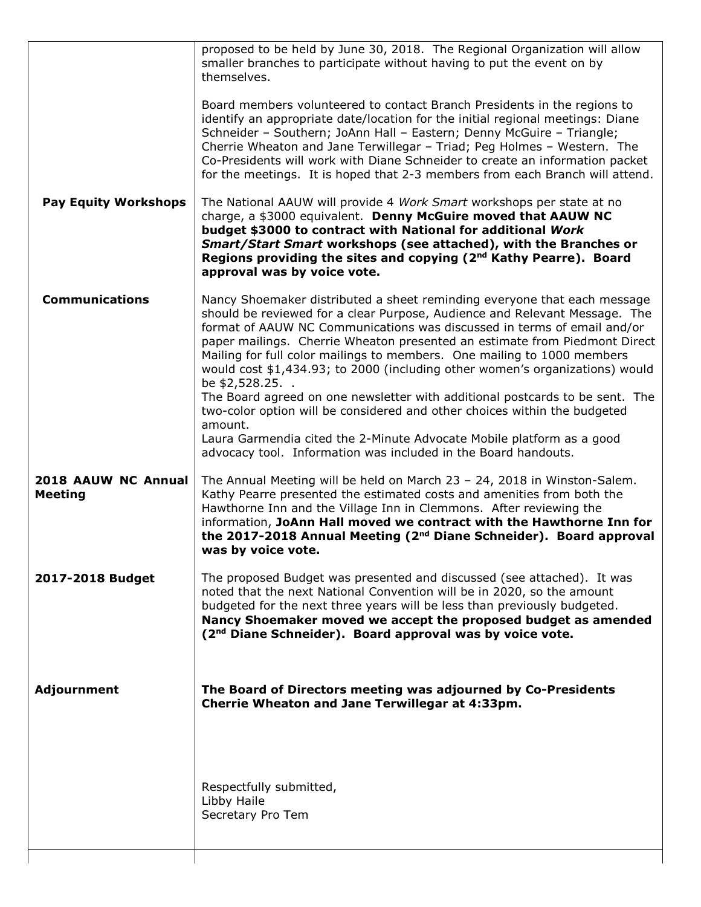| | |
|---|---|
| | proposed to be held by June 30, 2018. The Regional Organization will allow smaller branches to participate without having to put the event on by themselves.<br><br>Board members volunteered to contact Branch Presidents in the regions to identify an appropriate date/location for the initial regional meetings: Diane Schneider – Southern; JoAnn Hall – Eastern; Denny McGuire – Triangle; Cherrie Wheaton and Jane Terwillegar – Triad; Peg Holmes – Western. The Co-Presidents will work with Diane Schneider to create an information packet for the meetings. It is hoped that 2-3 members from each Branch will attend. |
| **Pay Equity Workshops** | The National AAUW will provide 4 *Work Smart* workshops per state at no charge, a $3000 equivalent. **Denny McGuire moved that AAUW NC budget $3000 to contract with National for additional *Work Smart/Start Smart* workshops (see attached), with the Branches or Regions providing the sites and copying (2nd Kathy Pearre). Board approval was by voice vote.** |
| **Communications** | Nancy Shoemaker distributed a sheet reminding everyone that each message should be reviewed for a clear Purpose, Audience and Relevant Message. The format of AAUW NC Communications was discussed in terms of email and/or paper mailings. Cherrie Wheaton presented an estimate from Piedmont Direct Mailing for full color mailings to members. One mailing to 1000 members would cost $1,434.93; to 2000 (including other women's organizations) would be $2,528.25. .<br>The Board agreed on one newsletter with additional postcards to be sent. The two-color option will be considered and other choices within the budgeted amount.<br>Laura Garmendia cited the 2-Minute Advocate Mobile platform as a good advocacy tool. Information was included in the Board handouts. |
| **2018 AAUW NC Annual Meeting** | The Annual Meeting will be held on March 23 – 24, 2018 in Winston-Salem. Kathy Pearre presented the estimated costs and amenities from both the Hawthorne Inn and the Village Inn in Clemmons. After reviewing the information, **JoAnn Hall moved we contract with the Hawthorne Inn for the 2017-2018 Annual Meeting (2nd Diane Schneider). Board approval was by voice vote.** |
| **2017-2018 Budget** | The proposed Budget was presented and discussed (see attached). It was noted that the next National Convention will be in 2020, so the amount budgeted for the next three years will be less than previously budgeted. **Nancy Shoemaker moved we accept the proposed budget as amended (2nd Diane Schneider). Board approval was by voice vote.** |
| **Adjournment** | **The Board of Directors meeting was adjourned by Co-Presidents Cherrie Wheaton and Jane Terwillegar at 4:33pm.**<br><br>Respectfully submitted,<br>Libby Haile<br>Secretary Pro Tem |